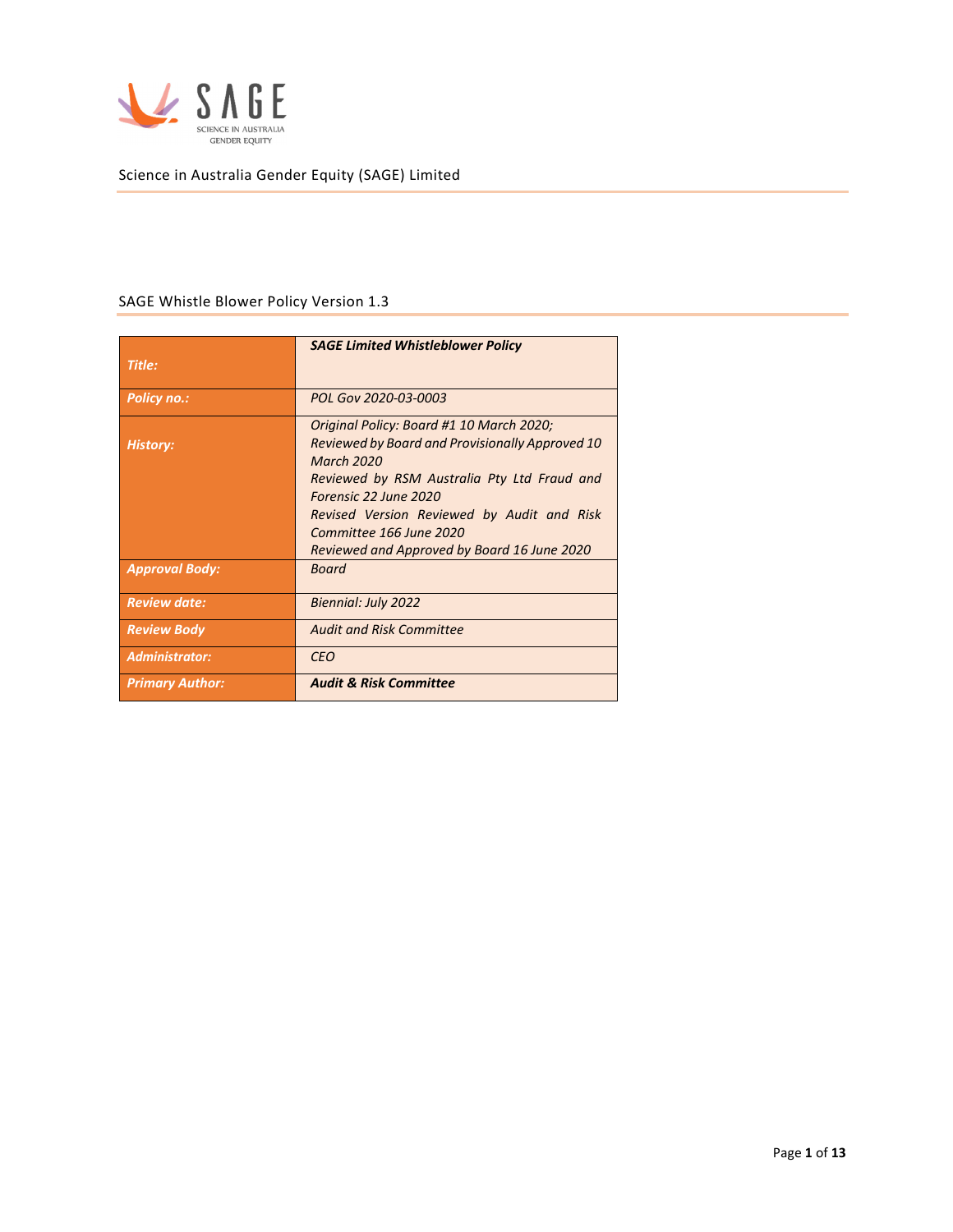SAGE
SCIENCE IN AUSTRALIA GENDER EQUITY

Science in Australia Gender Equity (SAGE) Limited

SAGE Whistle Blower Policy Version 1.3

| | |
|---|---|
| ***Title:*** | ***SAGE Limited Whistleblower Policy*** |
| ***Policy no.:*** | *POL Gov 2020-03-0003* |
| ***History:*** | *Original Policy: Board #1 10 March 2020;*<br>*Reviewed by Board and Provisionally Approved 10 March 2020*<br>*Reviewed by RSM Australia Pty Ltd Fraud and Forensic 22 June 2020*<br>*Revised Version Reviewed by Audit and Risk Committee 166 June 2020*<br>*Reviewed and Approved by Board 16 June 2020* |
| ***Approval Body:*** | *Board* |
| ***Review date:*** | *Biennial: July 2022* |
| ***Review Body*** | *Audit and Risk Committee* |
| ***Administrator:*** | *CEO* |
| ***Primary Author:*** | ***Audit & Risk Committee*** |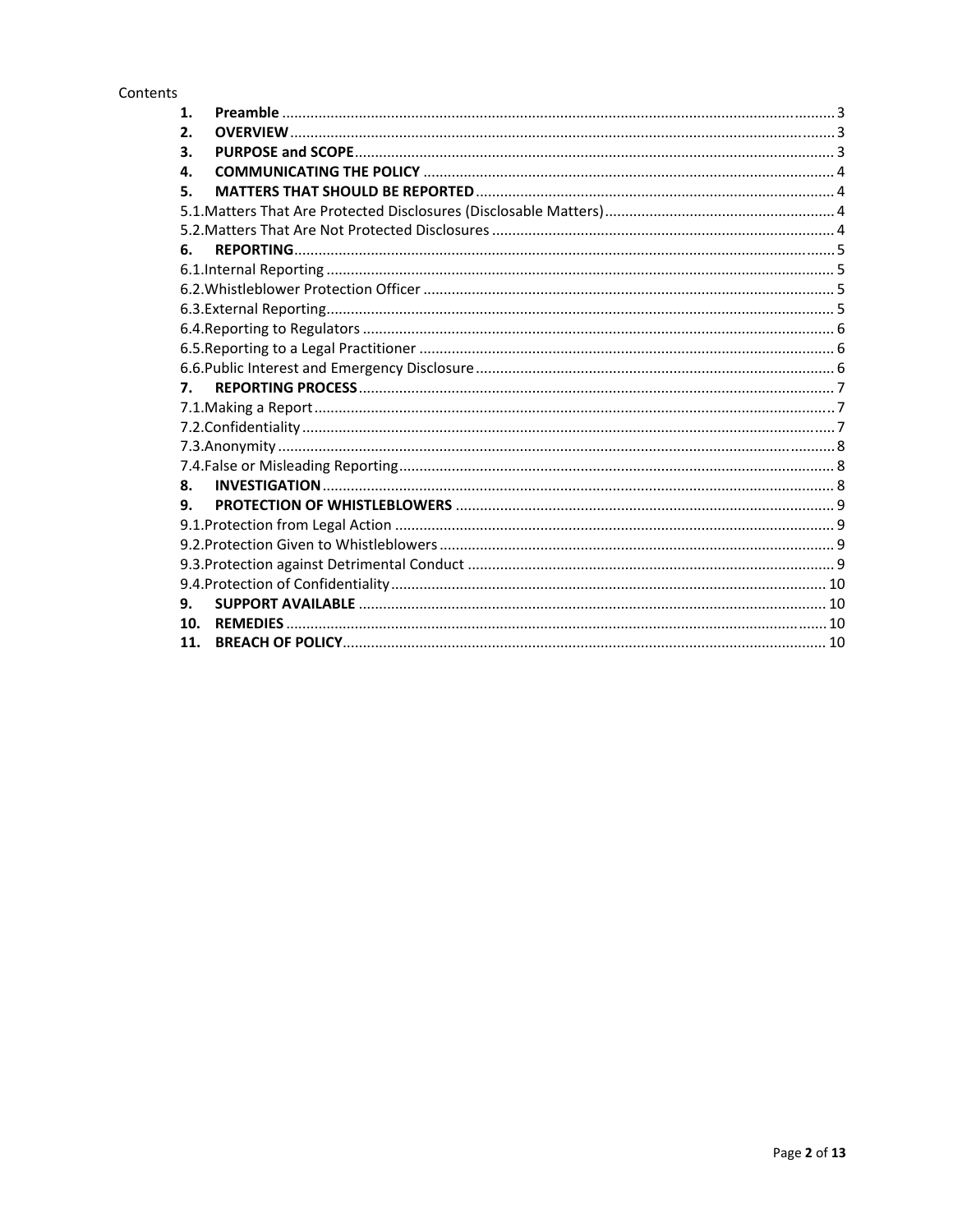Contents

1. **Preamble** ........................................................................ 3
2. **OVERVIEW** ........................................................................ 3
3. **PURPOSE and SCOPE** ........................................................................ 3
4. **COMMUNICATING THE POLICY** ........................................................................ 4
5. **MATTERS THAT SHOULD BE REPORTED** ........................................................................ 4

5.1.Matters That Are Protected Disclosures (Disclosable Matters) ........................................................................ 4

5.2.Matters That Are Not Protected Disclosures ........................................................................ 4

6. **REPORTING** ........................................................................ 5

6.1.Internal Reporting ........................................................................ 5

6.2.Whistleblower Protection Officer ........................................................................ 5

6.3.External Reporting ........................................................................ 5

6.4.Reporting to Regulators ........................................................................ 6

6.5.Reporting to a Legal Practitioner ........................................................................ 6

6.6.Public Interest and Emergency Disclosure ........................................................................ 6

7. **REPORTING PROCESS** ........................................................................ 7

7.1.Making a Report ........................................................................ 7

7.2.Confidentiality ........................................................................ 7

7.3.Anonymity ........................................................................ 8

7.4.False or Misleading Reporting ........................................................................ 8

8. **INVESTIGATION** ........................................................................ 8
9. **PROTECTION OF WHISTLEBLOWERS** ........................................................................ 9

9.1.Protection from Legal Action ........................................................................ 9

9.2.Protection Given to Whistleblowers ........................................................................ 9

9.3.Protection against Detrimental Conduct ........................................................................ 9

9.4.Protection of Confidentiality ........................................................................ 10

9. **SUPPORT AVAILABLE** ........................................................................ 10
10. **REMEDIES** ........................................................................ 10
11. **BREACH OF POLICY** ........................................................................ 10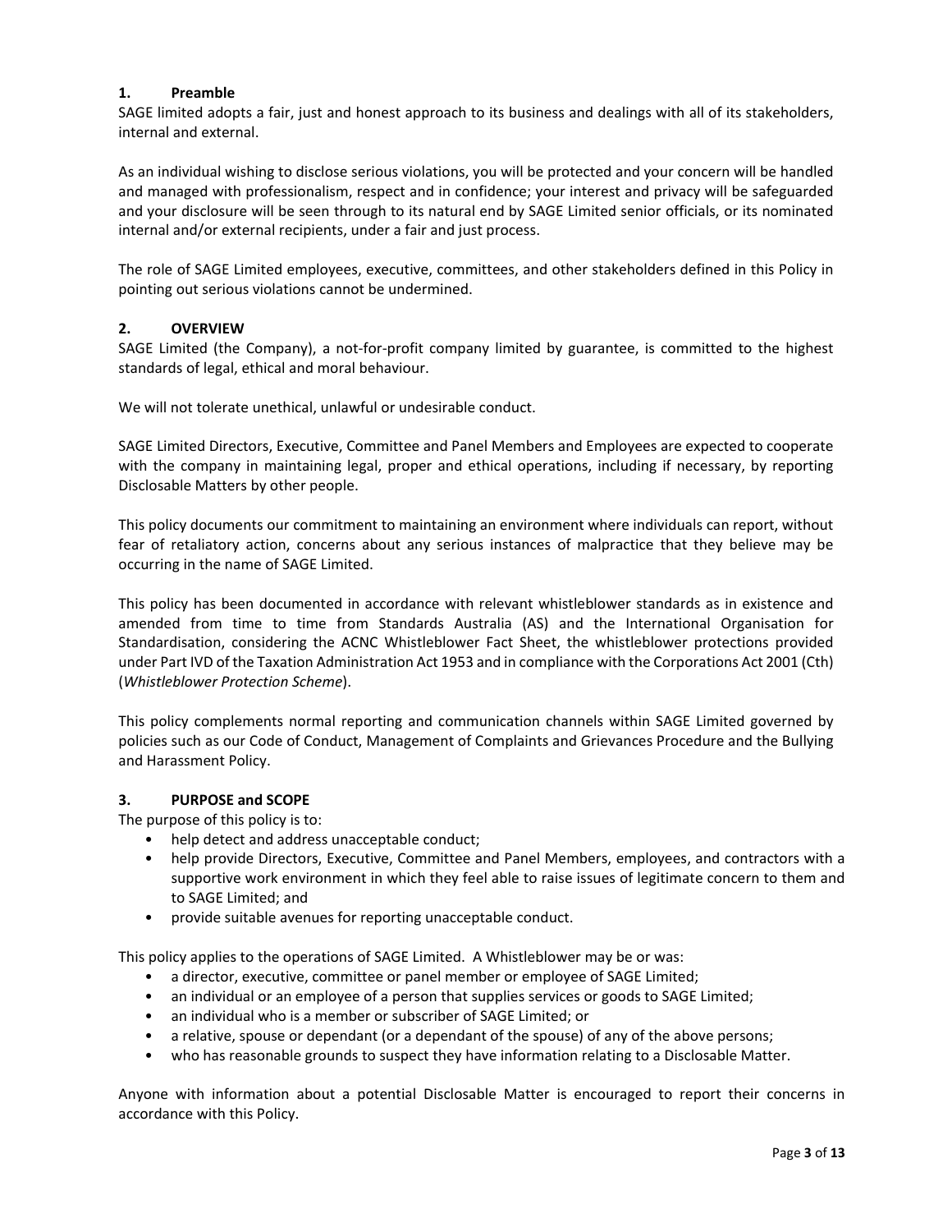## 1. Preamble

SAGE limited adopts a fair, just and honest approach to its business and dealings with all of its stakeholders, internal and external.

As an individual wishing to disclose serious violations, you will be protected and your concern will be handled and managed with professionalism, respect and in confidence; your interest and privacy will be safeguarded and your disclosure will be seen through to its natural end by SAGE Limited senior officials, or its nominated internal and/or external recipients, under a fair and just process.

The role of SAGE Limited employees, executive, committees, and other stakeholders defined in this Policy in pointing out serious violations cannot be undermined.

## 2. OVERVIEW

SAGE Limited (the Company), a not-for-profit company limited by guarantee, is committed to the highest standards of legal, ethical and moral behaviour.

We will not tolerate unethical, unlawful or undesirable conduct.

SAGE Limited Directors, Executive, Committee and Panel Members and Employees are expected to cooperate with the company in maintaining legal, proper and ethical operations, including if necessary, by reporting Disclosable Matters by other people.

This policy documents our commitment to maintaining an environment where individuals can report, without fear of retaliatory action, concerns about any serious instances of malpractice that they believe may be occurring in the name of SAGE Limited.

This policy has been documented in accordance with relevant whistleblower standards as in existence and amended from time to time from Standards Australia (AS) and the International Organisation for Standardisation, considering the ACNC Whistleblower Fact Sheet, the whistleblower protections provided under Part IVD of the Taxation Administration Act 1953 and in compliance with the Corporations Act 2001 (Cth) (*Whistleblower Protection Scheme*).

This policy complements normal reporting and communication channels within SAGE Limited governed by policies such as our Code of Conduct, Management of Complaints and Grievances Procedure and the Bullying and Harassment Policy.

## 3. PURPOSE and SCOPE

The purpose of this policy is to:

- help detect and address unacceptable conduct;
- help provide Directors, Executive, Committee and Panel Members, employees, and contractors with a supportive work environment in which they feel able to raise issues of legitimate concern to them and to SAGE Limited; and
- provide suitable avenues for reporting unacceptable conduct.

This policy applies to the operations of SAGE Limited. A Whistleblower may be or was:

- a director, executive, committee or panel member or employee of SAGE Limited;
- an individual or an employee of a person that supplies services or goods to SAGE Limited;
- an individual who is a member or subscriber of SAGE Limited; or
- a relative, spouse or dependant (or a dependant of the spouse) of any of the above persons;
- who has reasonable grounds to suspect they have information relating to a Disclosable Matter.

Anyone with information about a potential Disclosable Matter is encouraged to report their concerns in accordance with this Policy.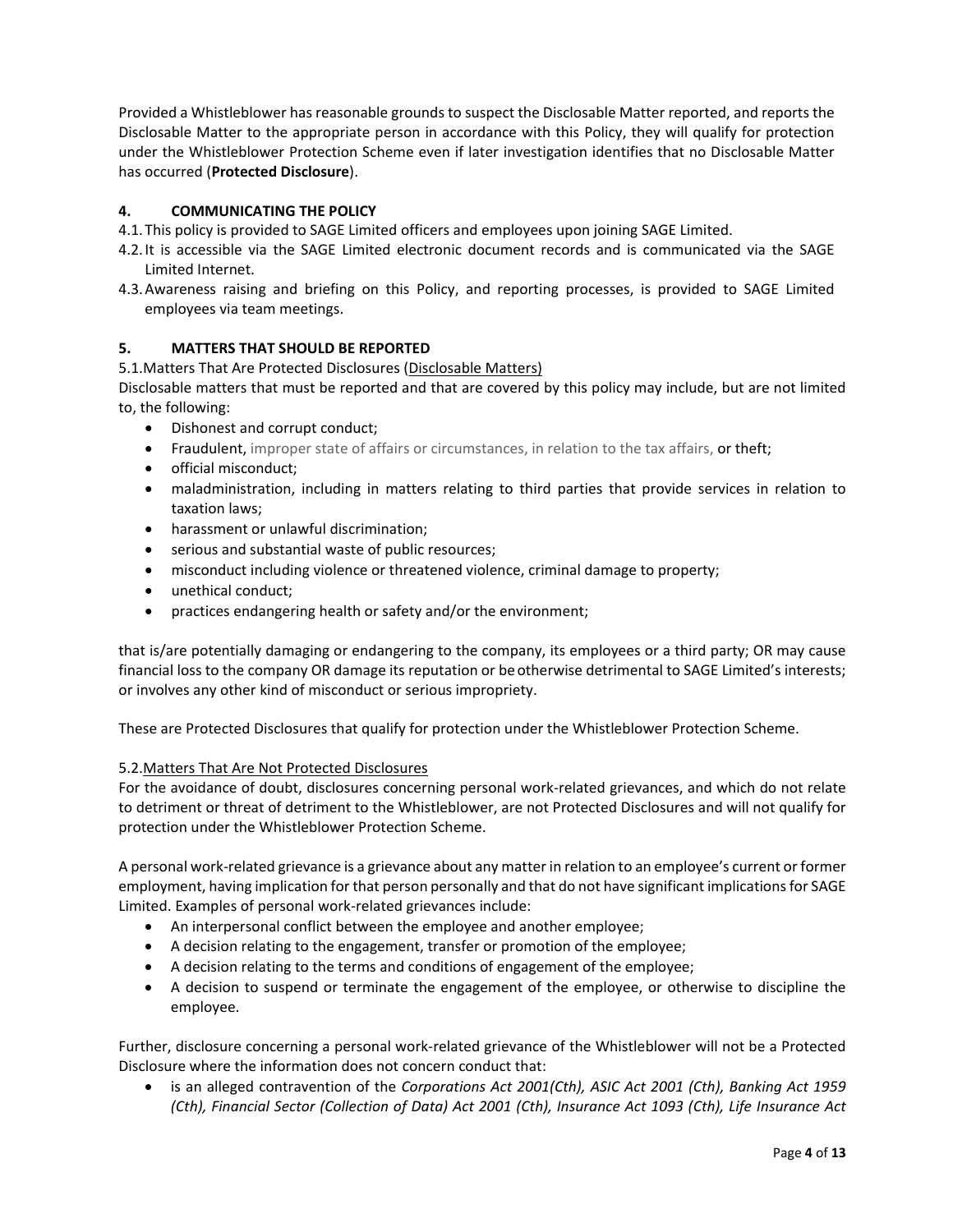Provided a Whistleblower has reasonable grounds to suspect the Disclosable Matter reported, and reports the Disclosable Matter to the appropriate person in accordance with this Policy, they will qualify for protection under the Whistleblower Protection Scheme even if later investigation identifies that no Disclosable Matter has occurred (**Protected Disclosure**).

## 4. COMMUNICATING THE POLICY

4.1. This policy is provided to SAGE Limited officers and employees upon joining SAGE Limited.

4.2. It is accessible via the SAGE Limited electronic document records and is communicated via the SAGE Limited Internet.

4.3. Awareness raising and briefing on this Policy, and reporting processes, is provided to SAGE Limited employees via team meetings.

## 5. MATTERS THAT SHOULD BE REPORTED

5.1. Matters That Are Protected Disclosures (Disclosable Matters)

Disclosable matters that must be reported and that are covered by this policy may include, but are not limited to, the following:

- Dishonest and corrupt conduct;
- Fraudulent, improper state of affairs or circumstances, in relation to the tax affairs, or theft;
- official misconduct;
- maladministration, including in matters relating to third parties that provide services in relation to taxation laws;
- harassment or unlawful discrimination;
- serious and substantial waste of public resources;
- misconduct including violence or threatened violence, criminal damage to property;
- unethical conduct;
- practices endangering health or safety and/or the environment;

that is/are potentially damaging or endangering to the company, its employees or a third party; OR may cause financial loss to the company OR damage its reputation or be otherwise detrimental to SAGE Limited's interests; or involves any other kind of misconduct or serious impropriety.

These are Protected Disclosures that qualify for protection under the Whistleblower Protection Scheme.

5.2. Matters That Are Not Protected Disclosures

For the avoidance of doubt, disclosures concerning personal work-related grievances, and which do not relate to detriment or threat of detriment to the Whistleblower, are not Protected Disclosures and will not qualify for protection under the Whistleblower Protection Scheme.

A personal work-related grievance is a grievance about any matter in relation to an employee's current or former employment, having implication for that person personally and that do not have significant implications for SAGE Limited. Examples of personal work-related grievances include:

- An interpersonal conflict between the employee and another employee;
- A decision relating to the engagement, transfer or promotion of the employee;
- A decision relating to the terms and conditions of engagement of the employee;
- A decision to suspend or terminate the engagement of the employee, or otherwise to discipline the employee.

Further, disclosure concerning a personal work-related grievance of the Whistleblower will not be a Protected Disclosure where the information does not concern conduct that:

- is an alleged contravention of the *Corporations Act 2001(Cth), ASIC Act 2001 (Cth), Banking Act 1959 (Cth), Financial Sector (Collection of Data) Act 2001 (Cth), Insurance Act 1093 (Cth), Life Insurance Act*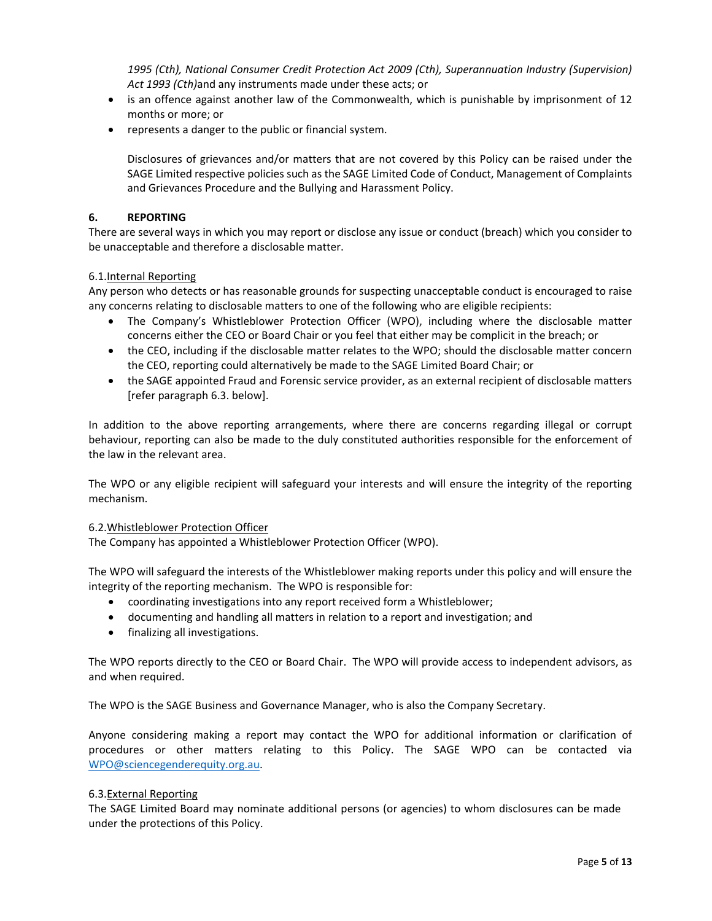*1995 (Cth), National Consumer Credit Protection Act 2009 (Cth), Superannuation Industry (Supervision) Act 1993 (Cth)*and any instruments made under these acts; or

- is an offence against another law of the Commonwealth, which is punishable by imprisonment of 12 months or more; or
- represents a danger to the public or financial system.

Disclosures of grievances and/or matters that are not covered by this Policy can be raised under the SAGE Limited respective policies such as the SAGE Limited Code of Conduct, Management of Complaints and Grievances Procedure and the Bullying and Harassment Policy.

## 6. REPORTING

There are several ways in which you may report or disclose any issue or conduct (breach) which you consider to be unacceptable and therefore a disclosable matter.

### 6.1. Internal Reporting

Any person who detects or has reasonable grounds for suspecting unacceptable conduct is encouraged to raise any concerns relating to disclosable matters to one of the following who are eligible recipients:

- The Company's Whistleblower Protection Officer (WPO), including where the disclosable matter concerns either the CEO or Board Chair or you feel that either may be complicit in the breach; or
- the CEO, including if the disclosable matter relates to the WPO; should the disclosable matter concern the CEO, reporting could alternatively be made to the SAGE Limited Board Chair; or
- the SAGE appointed Fraud and Forensic service provider, as an external recipient of disclosable matters [refer paragraph 6.3. below].

In addition to the above reporting arrangements, where there are concerns regarding illegal or corrupt behaviour, reporting can also be made to the duly constituted authorities responsible for the enforcement of the law in the relevant area.

The WPO or any eligible recipient will safeguard your interests and will ensure the integrity of the reporting mechanism.

### 6.2. Whistleblower Protection Officer

The Company has appointed a Whistleblower Protection Officer (WPO).

The WPO will safeguard the interests of the Whistleblower making reports under this policy and will ensure the integrity of the reporting mechanism. The WPO is responsible for:

- coordinating investigations into any report received form a Whistleblower;
- documenting and handling all matters in relation to a report and investigation; and
- finalizing all investigations.

The WPO reports directly to the CEO or Board Chair. The WPO will provide access to independent advisors, as and when required.

The WPO is the SAGE Business and Governance Manager, who is also the Company Secretary.

Anyone considering making a report may contact the WPO for additional information or clarification of procedures or other matters relating to this Policy. The SAGE WPO can be contacted via WPO@sciencegenderequity.org.au.

### 6.3. External Reporting

The SAGE Limited Board may nominate additional persons (or agencies) to whom disclosures can be made under the protections of this Policy.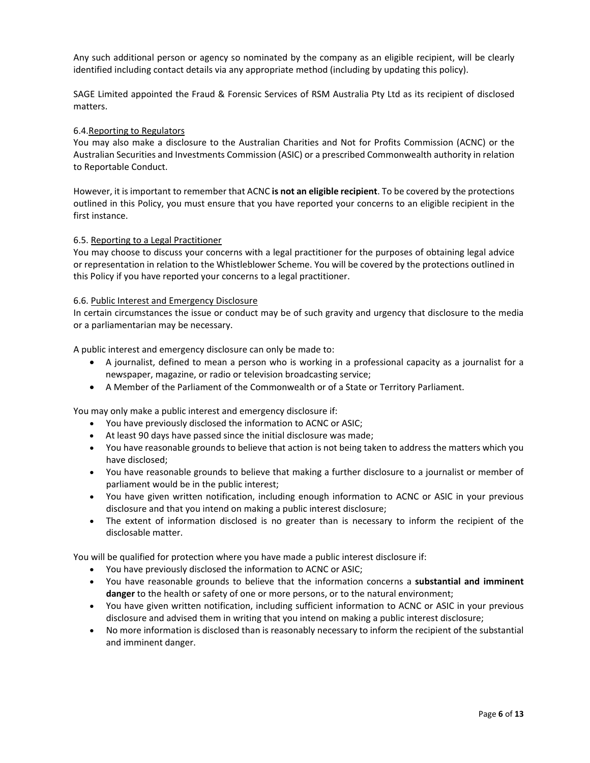Any such additional person or agency so nominated by the company as an eligible recipient, will be clearly identified including contact details via any appropriate method (including by updating this policy).

SAGE Limited appointed the Fraud & Forensic Services of RSM Australia Pty Ltd as its recipient of disclosed matters.

### 6.4. Reporting to Regulators

You may also make a disclosure to the Australian Charities and Not for Profits Commission (ACNC) or the Australian Securities and Investments Commission (ASIC) or a prescribed Commonwealth authority in relation to Reportable Conduct.

However, it is important to remember that ACNC **is not an eligible recipient**. To be covered by the protections outlined in this Policy, you must ensure that you have reported your concerns to an eligible recipient in the first instance.

### 6.5. Reporting to a Legal Practitioner

You may choose to discuss your concerns with a legal practitioner for the purposes of obtaining legal advice or representation in relation to the Whistleblower Scheme. You will be covered by the protections outlined in this Policy if you have reported your concerns to a legal practitioner.

### 6.6. Public Interest and Emergency Disclosure

In certain circumstances the issue or conduct may be of such gravity and urgency that disclosure to the media or a parliamentarian may be necessary.

A public interest and emergency disclosure can only be made to:

- A journalist, defined to mean a person who is working in a professional capacity as a journalist for a newspaper, magazine, or radio or television broadcasting service;
- A Member of the Parliament of the Commonwealth or of a State or Territory Parliament.

You may only make a public interest and emergency disclosure if:

- You have previously disclosed the information to ACNC or ASIC;
- At least 90 days have passed since the initial disclosure was made;
- You have reasonable grounds to believe that action is not being taken to address the matters which you have disclosed;
- You have reasonable grounds to believe that making a further disclosure to a journalist or member of parliament would be in the public interest;
- You have given written notification, including enough information to ACNC or ASIC in your previous disclosure and that you intend on making a public interest disclosure;
- The extent of information disclosed is no greater than is necessary to inform the recipient of the disclosable matter.

You will be qualified for protection where you have made a public interest disclosure if:

- You have previously disclosed the information to ACNC or ASIC;
- You have reasonable grounds to believe that the information concerns a **substantial and imminent danger** to the health or safety of one or more persons, or to the natural environment;
- You have given written notification, including sufficient information to ACNC or ASIC in your previous disclosure and advised them in writing that you intend on making a public interest disclosure;
- No more information is disclosed than is reasonably necessary to inform the recipient of the substantial and imminent danger.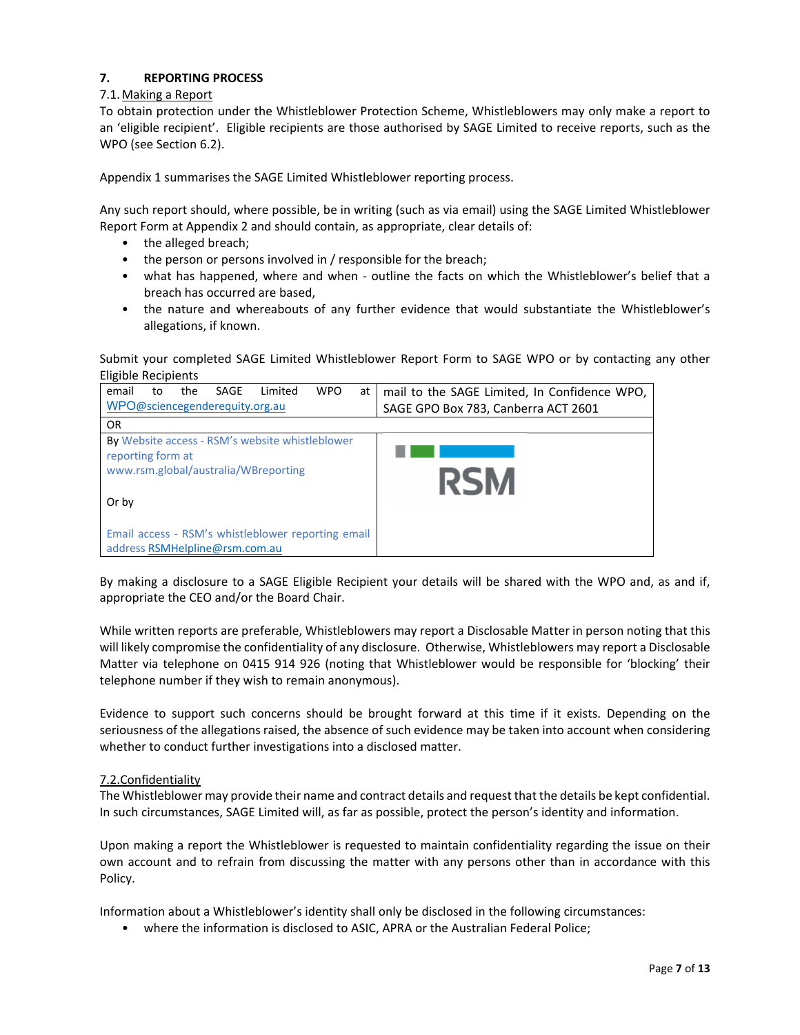## 7. REPORTING PROCESS

### 7.1. Making a Report

To obtain protection under the Whistleblower Protection Scheme, Whistleblowers may only make a report to an 'eligible recipient'. Eligible recipients are those authorised by SAGE Limited to receive reports, such as the WPO (see Section 6.2).

Appendix 1 summarises the SAGE Limited Whistleblower reporting process.

Any such report should, where possible, be in writing (such as via email) using the SAGE Limited Whistleblower Report Form at Appendix 2 and should contain, as appropriate, clear details of:

- the alleged breach;
- the person or persons involved in / responsible for the breach;
- what has happened, where and when - outline the facts on which the Whistleblower's belief that a breach has occurred are based,
- the nature and whereabouts of any further evidence that would substantiate the Whistleblower's allegations, if known.

Submit your completed SAGE Limited Whistleblower Report Form to SAGE WPO or by contacting any other Eligible Recipients

| | |
|---|---|
| email to the SAGE Limited WPO at WPO@sciencegenderequity.org.au | mail to the SAGE Limited, In Confidence WPO, SAGE GPO Box 783, Canberra ACT 2601 |
| OR | |
| By Website access - RSM's website whistleblower reporting form at www.rsm.global/australia/WBreporting<br><br>Or by<br><br>Email access - RSM's whistleblower reporting email address RSMHelpline@rsm.com.au | RSM |

By making a disclosure to a SAGE Eligible Recipient your details will be shared with the WPO and, as and if, appropriate the CEO and/or the Board Chair.

While written reports are preferable, Whistleblowers may report a Disclosable Matter in person noting that this will likely compromise the confidentiality of any disclosure. Otherwise, Whistleblowers may report a Disclosable Matter via telephone on 0415 914 926 (noting that Whistleblower would be responsible for 'blocking' their telephone number if they wish to remain anonymous).

Evidence to support such concerns should be brought forward at this time if it exists. Depending on the seriousness of the allegations raised, the absence of such evidence may be taken into account when considering whether to conduct further investigations into a disclosed matter.

### 7.2. Confidentiality

The Whistleblower may provide their name and contract details and request that the details be kept confidential. In such circumstances, SAGE Limited will, as far as possible, protect the person's identity and information.

Upon making a report the Whistleblower is requested to maintain confidentiality regarding the issue on their own account and to refrain from discussing the matter with any persons other than in accordance with this Policy.

Information about a Whistleblower's identity shall only be disclosed in the following circumstances:

- where the information is disclosed to ASIC, APRA or the Australian Federal Police;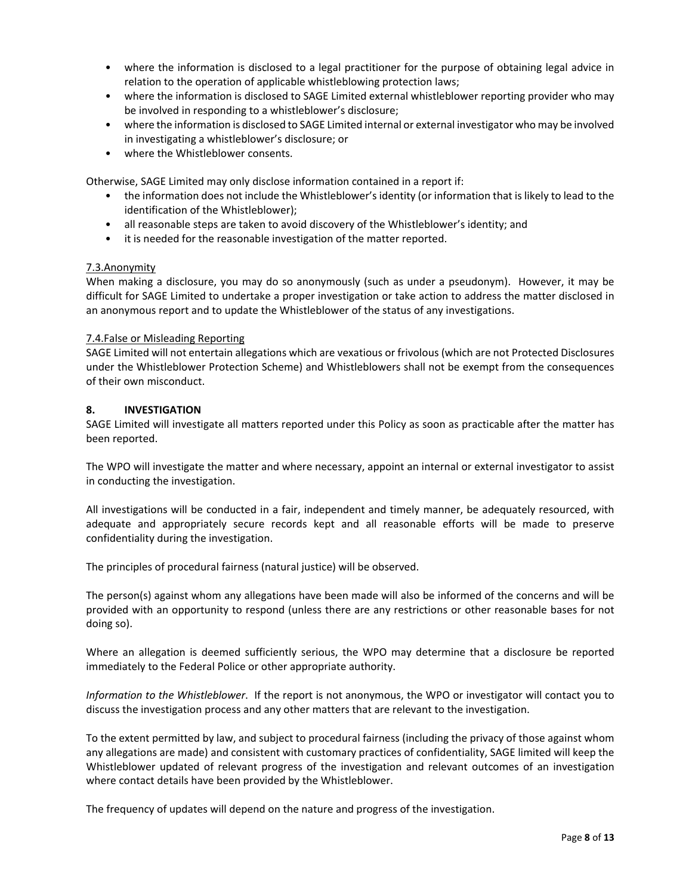- where the information is disclosed to a legal practitioner for the purpose of obtaining legal advice in relation to the operation of applicable whistleblowing protection laws;
- where the information is disclosed to SAGE Limited external whistleblower reporting provider who may be involved in responding to a whistleblower's disclosure;
- where the information is disclosed to SAGE Limited internal or external investigator who may be involved in investigating a whistleblower's disclosure; or
- where the Whistleblower consents.

Otherwise, SAGE Limited may only disclose information contained in a report if:

- the information does not include the Whistleblower's identity (or information that is likely to lead to the identification of the Whistleblower);
- all reasonable steps are taken to avoid discovery of the Whistleblower's identity; and
- it is needed for the reasonable investigation of the matter reported.

### 7.3.Anonymity

When making a disclosure, you may do so anonymously (such as under a pseudonym). However, it may be difficult for SAGE Limited to undertake a proper investigation or take action to address the matter disclosed in an anonymous report and to update the Whistleblower of the status of any investigations.

### 7.4.False or Misleading Reporting

SAGE Limited will not entertain allegations which are vexatious or frivolous (which are not Protected Disclosures under the Whistleblower Protection Scheme) and Whistleblowers shall not be exempt from the consequences of their own misconduct.

## 8. INVESTIGATION

SAGE Limited will investigate all matters reported under this Policy as soon as practicable after the matter has been reported.

The WPO will investigate the matter and where necessary, appoint an internal or external investigator to assist in conducting the investigation.

All investigations will be conducted in a fair, independent and timely manner, be adequately resourced, with adequate and appropriately secure records kept and all reasonable efforts will be made to preserve confidentiality during the investigation.

The principles of procedural fairness (natural justice) will be observed.

The person(s) against whom any allegations have been made will also be informed of the concerns and will be provided with an opportunity to respond (unless there are any restrictions or other reasonable bases for not doing so).

Where an allegation is deemed sufficiently serious, the WPO may determine that a disclosure be reported immediately to the Federal Police or other appropriate authority.

*Information to the Whistleblower*. If the report is not anonymous, the WPO or investigator will contact you to discuss the investigation process and any other matters that are relevant to the investigation.

To the extent permitted by law, and subject to procedural fairness (including the privacy of those against whom any allegations are made) and consistent with customary practices of confidentiality, SAGE limited will keep the Whistleblower updated of relevant progress of the investigation and relevant outcomes of an investigation where contact details have been provided by the Whistleblower.

The frequency of updates will depend on the nature and progress of the investigation.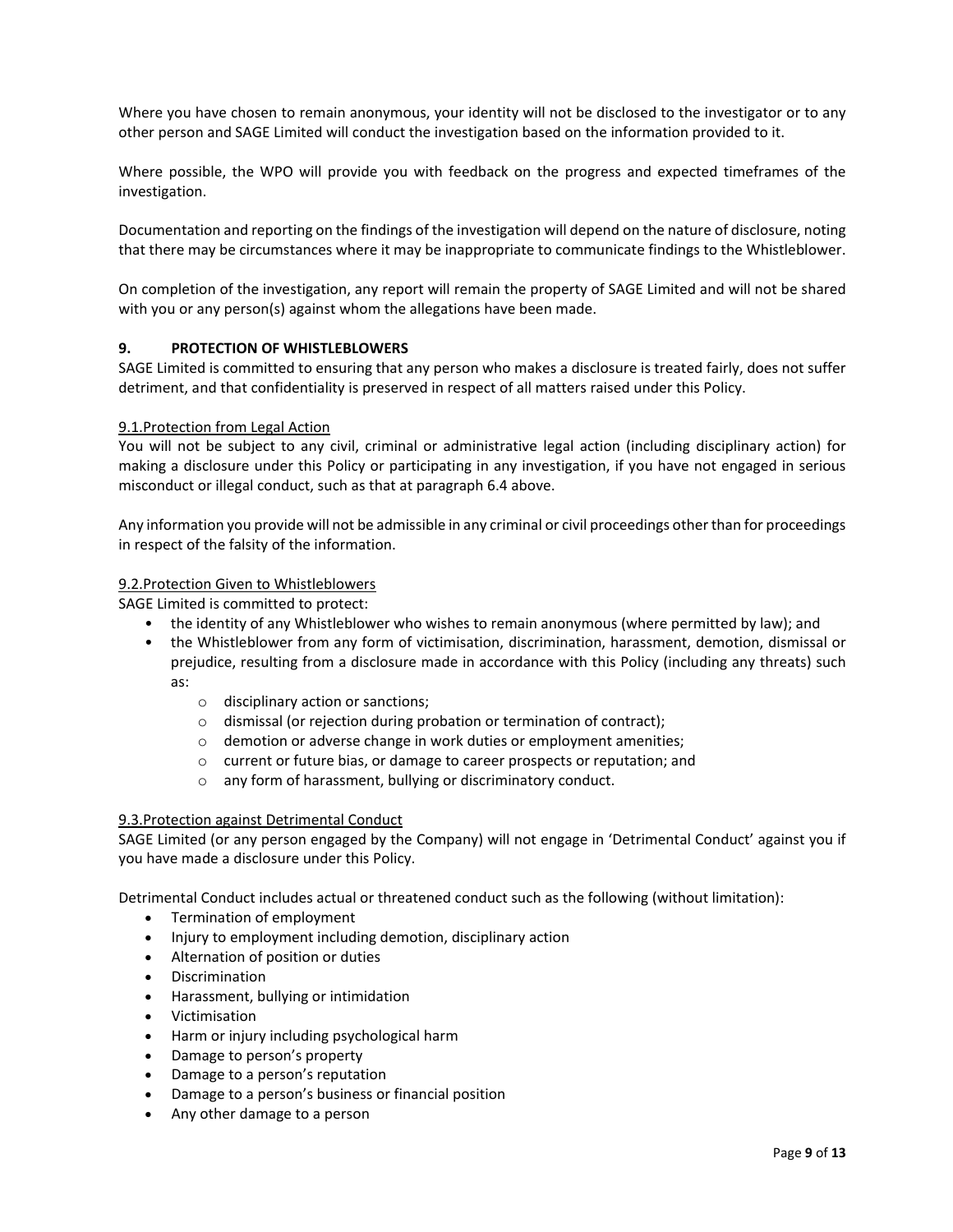Where you have chosen to remain anonymous, your identity will not be disclosed to the investigator or to any other person and SAGE Limited will conduct the investigation based on the information provided to it.

Where possible, the WPO will provide you with feedback on the progress and expected timeframes of the investigation.

Documentation and reporting on the findings of the investigation will depend on the nature of disclosure, noting that there may be circumstances where it may be inappropriate to communicate findings to the Whistleblower.

On completion of the investigation, any report will remain the property of SAGE Limited and will not be shared with you or any person(s) against whom the allegations have been made.

## 9. PROTECTION OF WHISTLEBLOWERS

SAGE Limited is committed to ensuring that any person who makes a disclosure is treated fairly, does not suffer detriment, and that confidentiality is preserved in respect of all matters raised under this Policy.

### 9.1. Protection from Legal Action

You will not be subject to any civil, criminal or administrative legal action (including disciplinary action) for making a disclosure under this Policy or participating in any investigation, if you have not engaged in serious misconduct or illegal conduct, such as that at paragraph 6.4 above.

Any information you provide will not be admissible in any criminal or civil proceedings other than for proceedings in respect of the falsity of the information.

### 9.2. Protection Given to Whistleblowers

SAGE Limited is committed to protect:

- the identity of any Whistleblower who wishes to remain anonymous (where permitted by law); and
- the Whistleblower from any form of victimisation, discrimination, harassment, demotion, dismissal or prejudice, resulting from a disclosure made in accordance with this Policy (including any threats) such as:
  - disciplinary action or sanctions;
  - dismissal (or rejection during probation or termination of contract);
  - demotion or adverse change in work duties or employment amenities;
  - current or future bias, or damage to career prospects or reputation; and
  - any form of harassment, bullying or discriminatory conduct.

### 9.3. Protection against Detrimental Conduct

SAGE Limited (or any person engaged by the Company) will not engage in 'Detrimental Conduct' against you if you have made a disclosure under this Policy.

Detrimental Conduct includes actual or threatened conduct such as the following (without limitation):

- Termination of employment
- Injury to employment including demotion, disciplinary action
- Alternation of position or duties
- Discrimination
- Harassment, bullying or intimidation
- Victimisation
- Harm or injury including psychological harm
- Damage to person's property
- Damage to a person's reputation
- Damage to a person's business or financial position
- Any other damage to a person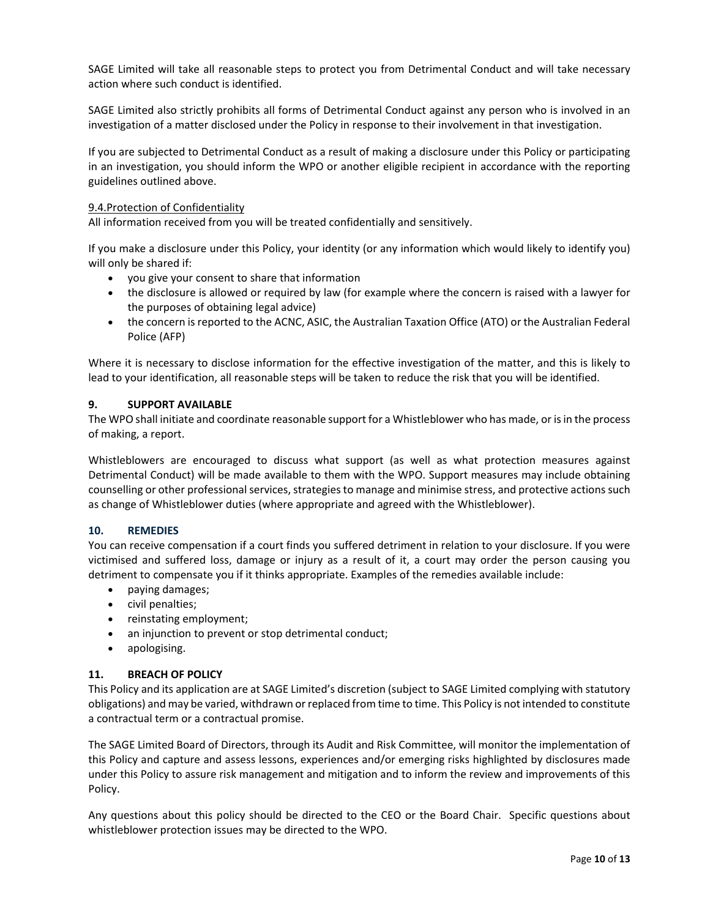SAGE Limited will take all reasonable steps to protect you from Detrimental Conduct and will take necessary action where such conduct is identified.

SAGE Limited also strictly prohibits all forms of Detrimental Conduct against any person who is involved in an investigation of a matter disclosed under the Policy in response to their involvement in that investigation.

If you are subjected to Detrimental Conduct as a result of making a disclosure under this Policy or participating in an investigation, you should inform the WPO or another eligible recipient in accordance with the reporting guidelines outlined above.

9.4.Protection of Confidentiality

All information received from you will be treated confidentially and sensitively.

If you make a disclosure under this Policy, your identity (or any information which would likely to identify you) will only be shared if:

- you give your consent to share that information
- the disclosure is allowed or required by law (for example where the concern is raised with a lawyer for the purposes of obtaining legal advice)
- the concern is reported to the ACNC, ASIC, the Australian Taxation Office (ATO) or the Australian Federal Police (AFP)

Where it is necessary to disclose information for the effective investigation of the matter, and this is likely to lead to your identification, all reasonable steps will be taken to reduce the risk that you will be identified.

## 9. SUPPORT AVAILABLE

The WPO shall initiate and coordinate reasonable support for a Whistleblower who has made, or is in the process of making, a report.

Whistleblowers are encouraged to discuss what support (as well as what protection measures against Detrimental Conduct) will be made available to them with the WPO. Support measures may include obtaining counselling or other professional services, strategies to manage and minimise stress, and protective actions such as change of Whistleblower duties (where appropriate and agreed with the Whistleblower).

## 10. REMEDIES

You can receive compensation if a court finds you suffered detriment in relation to your disclosure. If you were victimised and suffered loss, damage or injury as a result of it, a court may order the person causing you detriment to compensate you if it thinks appropriate. Examples of the remedies available include:

- paying damages;
- civil penalties;
- reinstating employment;
- an injunction to prevent or stop detrimental conduct;
- apologising.

## 11. BREACH OF POLICY

This Policy and its application are at SAGE Limited's discretion (subject to SAGE Limited complying with statutory obligations) and may be varied, withdrawn or replaced from time to time. This Policy is not intended to constitute a contractual term or a contractual promise.

The SAGE Limited Board of Directors, through its Audit and Risk Committee, will monitor the implementation of this Policy and capture and assess lessons, experiences and/or emerging risks highlighted by disclosures made under this Policy to assure risk management and mitigation and to inform the review and improvements of this Policy.

Any questions about this policy should be directed to the CEO or the Board Chair. Specific questions about whistleblower protection issues may be directed to the WPO.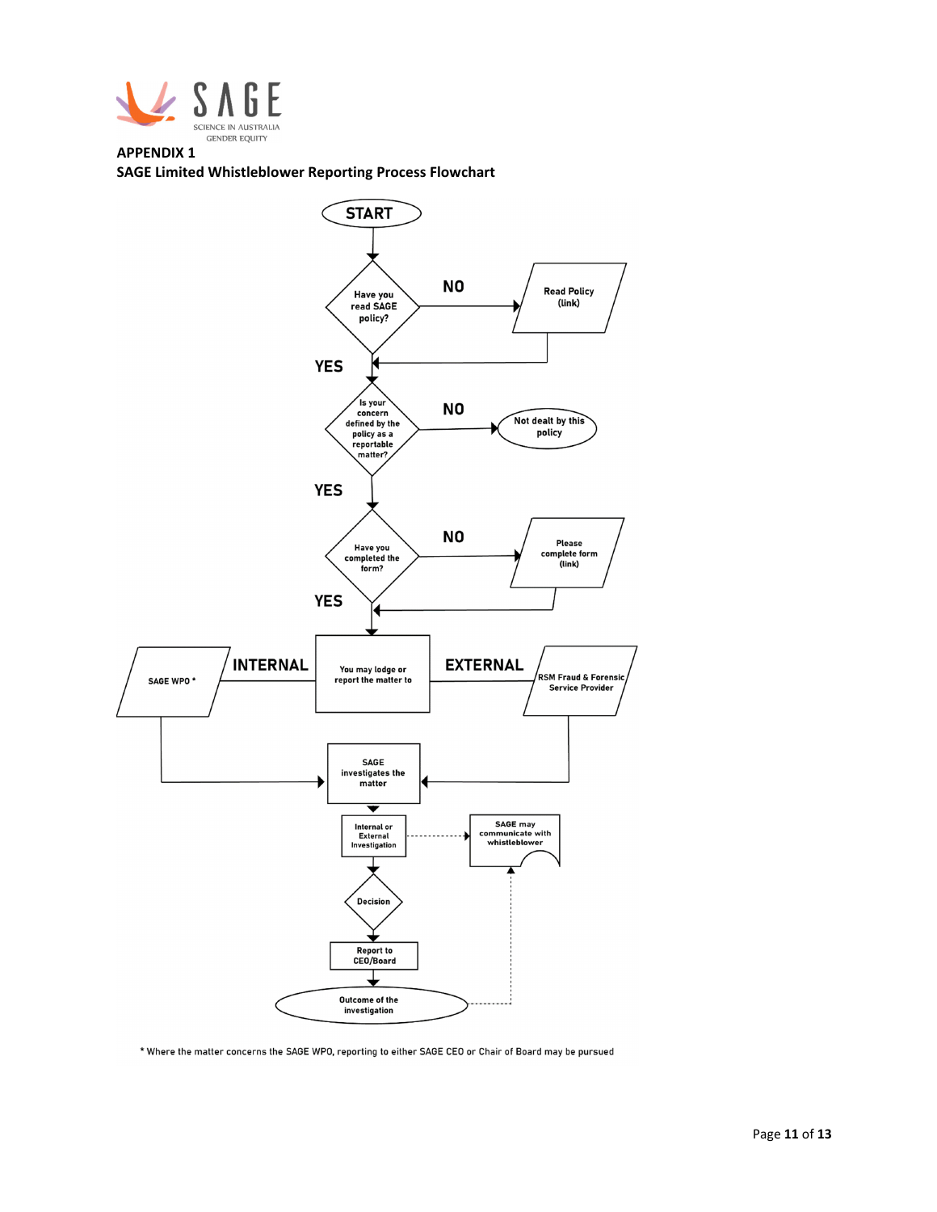SAGE
SCIENCE IN AUSTRALIA GENDER EQUITY

**APPENDIX 1**
**SAGE Limited Whistleblower Reporting Process Flowchart**

START

Have you read SAGE policy?

NO

Read Policy (link)

YES

Is your concern defined by the policy as a reportable matter?

NO

Not dealt by this policy

YES

Have you completed the form?

NO

Please complete form (link)

YES

SAGE WPO *

INTERNAL

You may lodge or report the matter to

EXTERNAL

RSM Fraud & Forensic Service Provider

SAGE investigates the matter

Internal or External Investigation

SAGE may communicate with whistleblower

Decision

Report to CEO/Board

Outcome of the investigation

* Where the matter concerns the SAGE WPO, reporting to either SAGE CEO or Chair of Board may be pursued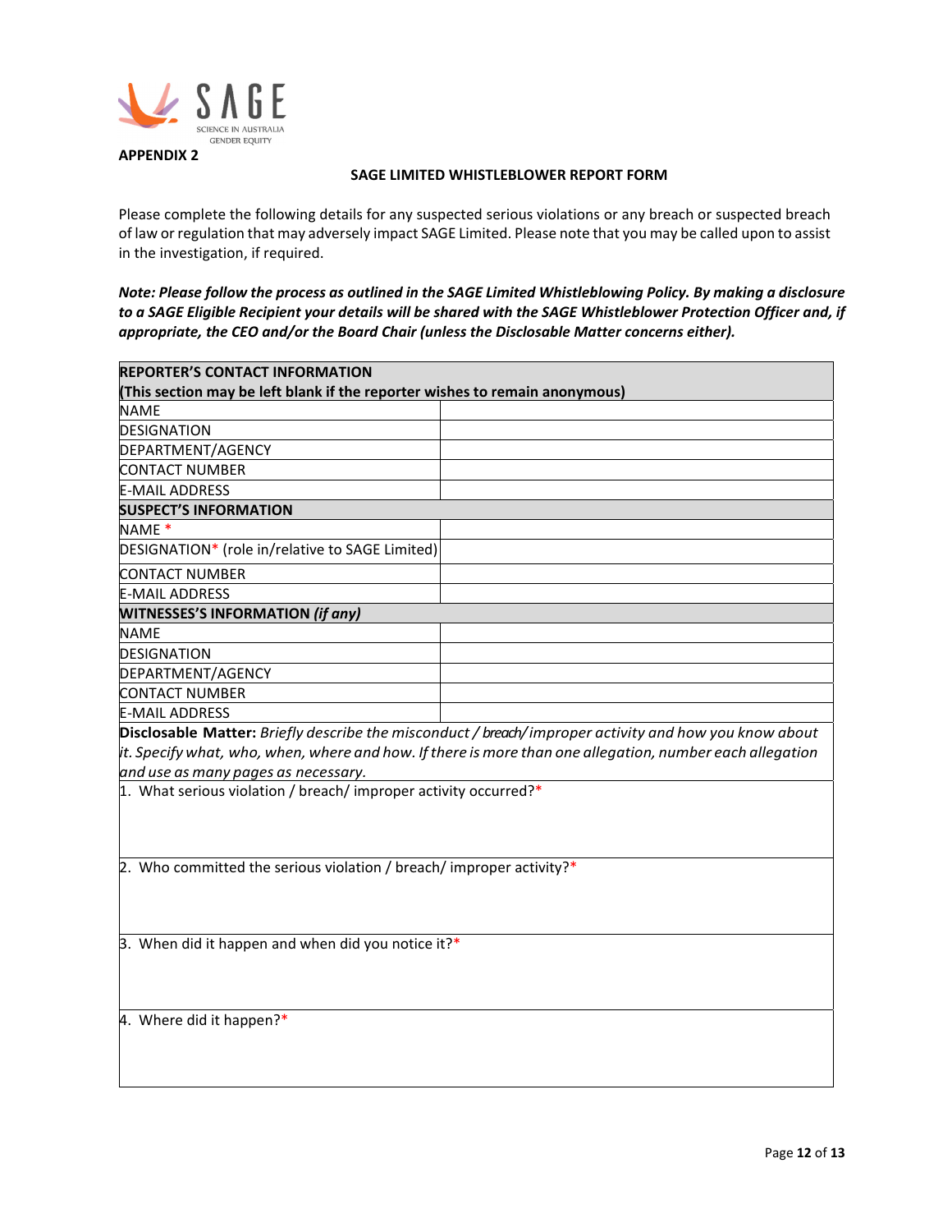**APPENDIX 2**

## SAGE LIMITED WHISTLEBLOWER REPORT FORM

Please complete the following details for any suspected serious violations or any breach or suspected breach of law or regulation that may adversely impact SAGE Limited. Please note that you may be called upon to assist in the investigation, if required.

***Note: Please follow the process as outlined in the SAGE Limited Whistleblowing Policy. By making a disclosure to a SAGE Eligible Recipient your details will be shared with the SAGE Whistleblower Protection Officer and, if appropriate, the CEO and/or the Board Chair (unless the Disclosable Matter concerns either).***

| **REPORTER'S CONTACT INFORMATION (This section may be left blank if the reporter wishes to remain anonymous)** | |
|---|---|
| NAME | |
| DESIGNATION | |
| DEPARTMENT/AGENCY | |
| CONTACT NUMBER | |
| E-MAIL ADDRESS | |
| **SUSPECT'S INFORMATION** | |
| NAME * | |
| DESIGNATION* (role in/relative to SAGE Limited) | |
| CONTACT NUMBER | |
| E-MAIL ADDRESS | |
| **WITNESSES'S INFORMATION *(if any)*** | |
| NAME | |
| DESIGNATION | |
| DEPARTMENT/AGENCY | |
| CONTACT NUMBER | |
| E-MAIL ADDRESS | |
| **Disclosable Matter:** *Briefly describe the misconduct / breach/ improper activity and how you know about it. Specify what, who, when, where and how. If there is more than one allegation, number each allegation and use as many pages as necessary.* | |
| 1. What serious violation / breach/ improper activity occurred?* | |
| 2. Who committed the serious violation / breach/ improper activity?* | |
| 3. When did it happen and when did you notice it?* | |
| 4. Where did it happen?* | |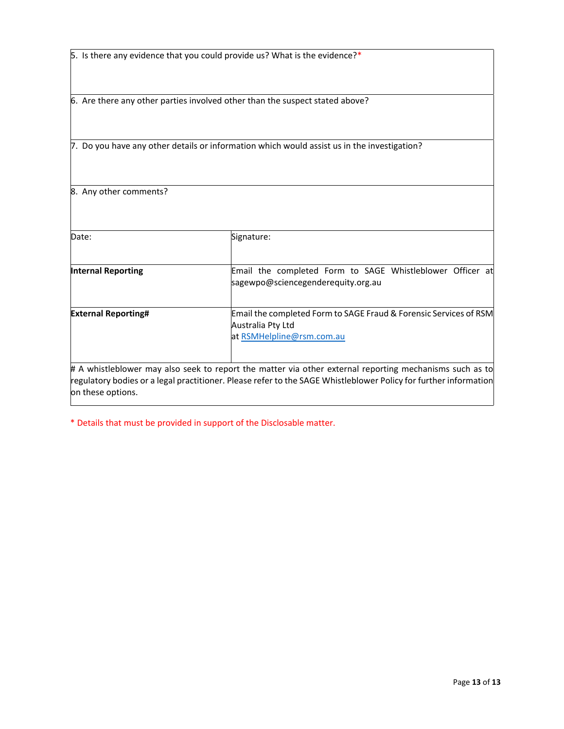| | |
|---|---|
| 5. Is there any evidence that you could provide us? What is the evidence?* | |
| 6. Are there any other parties involved other than the suspect stated above? | |
| 7. Do you have any other details or information which would assist us in the investigation? | |
| 8. Any other comments? | |
| Date: | Signature: |
| **Internal Reporting** | Email the completed Form to SAGE Whistleblower Officer at sagewpo@sciencegenderequity.org.au |
| **External Reporting#** | Email the completed Form to SAGE Fraud & Forensic Services of RSM Australia Pty Ltd at RSMHelpline@rsm.com.au |
| # A whistleblower may also seek to report the matter via other external reporting mechanisms such as to regulatory bodies or a legal practitioner. Please refer to the SAGE Whistleblower Policy for further information on these options. | |

* Details that must be provided in support of the Disclosable matter.